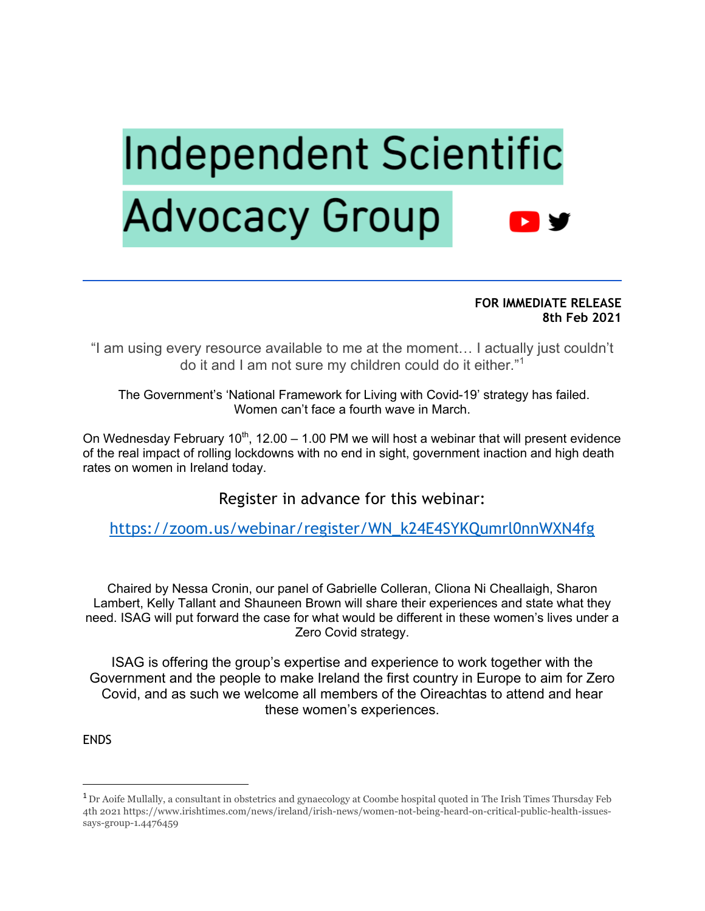# Independent Scientific Advocacy Group

**FOR IMMEDIATE RELEASE**
**8th Feb 2021**

"I am using every resource available to me at the moment… I actually just couldn't do it and I am not sure my children could do it either."[1]

The Government's 'National Framework for Living with Covid-19' strategy has failed. Women can't face a fourth wave in March.

On Wednesday February 10th, 12.00 – 1.00 PM we will host a webinar that will present evidence of the real impact of rolling lockdowns with no end in sight, government inaction and high death rates on women in Ireland today.

Register in advance for this webinar:

https://zoom.us/webinar/register/WN_k24E4SYKQumrl0nnWXN4fg

Chaired by Nessa Cronin, our panel of Gabrielle Colleran, Cliona Ni Cheallaigh, Sharon Lambert, Kelly Tallant and Shauneen Brown will share their experiences and state what they need. ISAG will put forward the case for what would be different in these women's lives under a Zero Covid strategy.

ISAG is offering the group's expertise and experience to work together with the Government and the people to make Ireland the first country in Europe to aim for Zero Covid, and as such we welcome all members of the Oireachtas to attend and hear these women's experiences.

ENDS

---

[1] Dr Aoife Mullally, a consultant in obstetrics and gynaecology at Coombe hospital quoted in The Irish Times Thursday Feb 4th 2021 https://www.irishtimes.com/news/ireland/irish-news/women-not-being-heard-on-critical-public-health-issues-says-group-1.4476459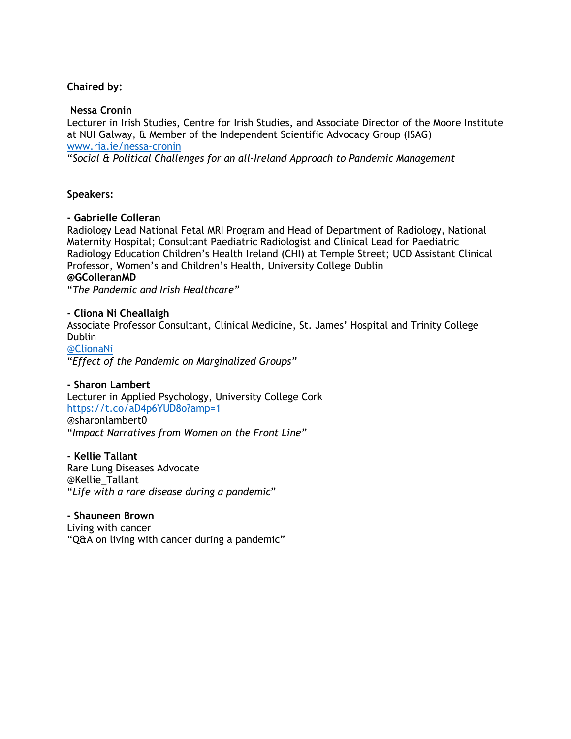**Chaired by:**

**Nessa Cronin**
Lecturer in Irish Studies, Centre for Irish Studies, and Associate Director of the Moore Institute at NUI Galway, & Member of the Independent Scientific Advocacy Group (ISAG)
[www.ria.ie/nessa-cronin](www.ria.ie/nessa-cronin)
*"Social & Political Challenges for an all-Ireland Approach to Pandemic Management*

**Speakers:**

**- Gabrielle Colleran**
Radiology Lead National Fetal MRI Program and Head of Department of Radiology, National Maternity Hospital; Consultant Paediatric Radiologist and Clinical Lead for Paediatric Radiology Education Children's Health Ireland (CHI) at Temple Street; UCD Assistant Clinical Professor, Women's and Children's Health, University College Dublin
**@GColleranMD**
*"The Pandemic and Irish Healthcare"*

**- Cliona Ni Cheallaigh**
Associate Professor Consultant, Clinical Medicine, St. James' Hospital and Trinity College Dublin
[@ClionaNi](@ClionaNi)
*"Effect of the Pandemic on Marginalized Groups"*

**- Sharon Lambert**
Lecturer in Applied Psychology, University College Cork
[https://t.co/aD4p6YUD8o?amp=1](https://t.co/aD4p6YUD8o?amp=1)
@sharonlambert0
*"Impact Narratives from Women on the Front Line"*

**- Kellie Tallant**
Rare Lung Diseases Advocate
@Kellie_Tallant
"*Life with a rare disease during a pandemic*"

**- Shauneen Brown**
Living with cancer
"Q&A on living with cancer during a pandemic"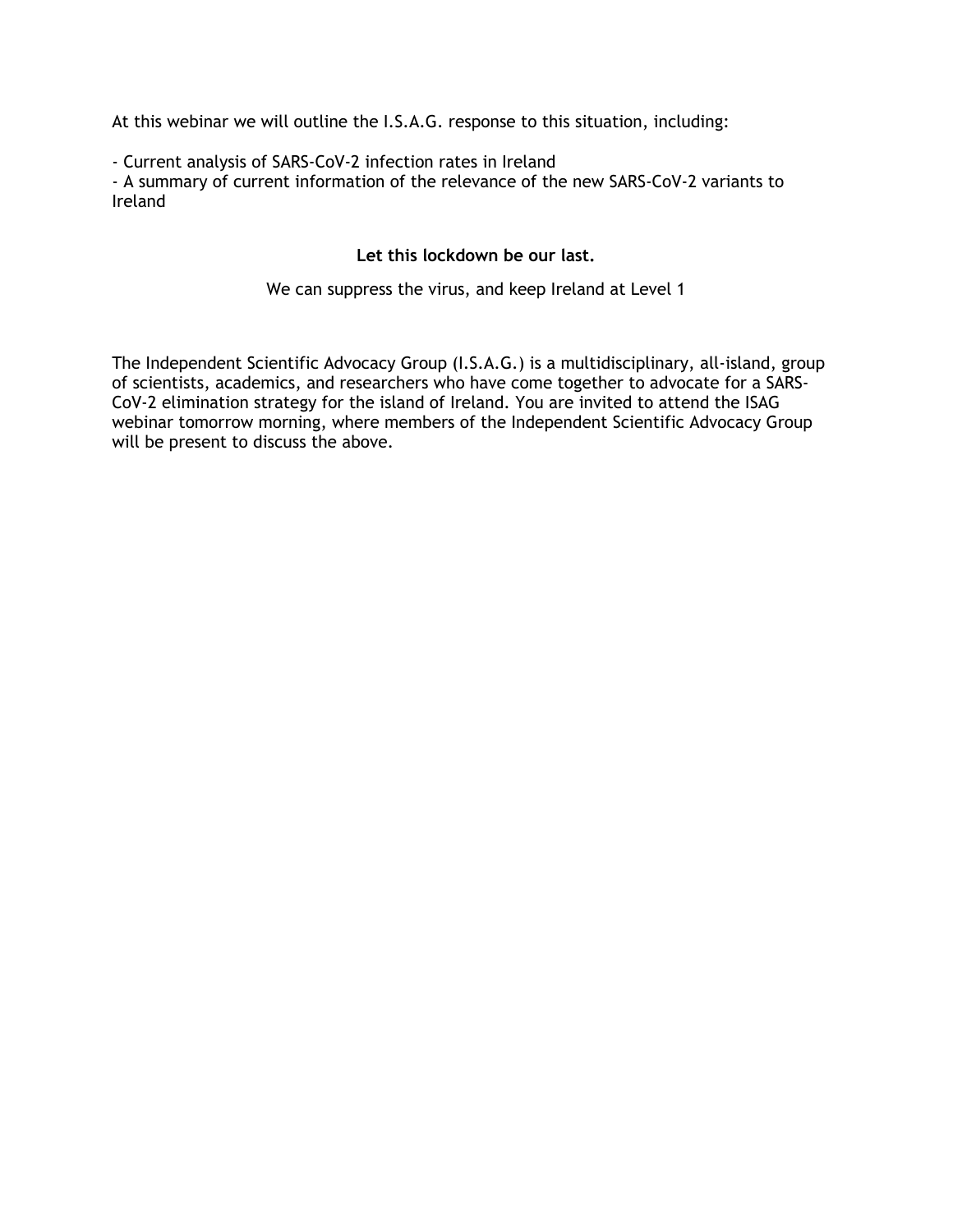At this webinar we will outline the I.S.A.G. response to this situation, including:

- Current analysis of SARS-CoV-2 infection rates in Ireland
- A summary of current information of the relevance of the new SARS-CoV-2 variants to Ireland

**Let this lockdown be our last.**

We can suppress the virus, and keep Ireland at Level 1

The Independent Scientific Advocacy Group (I.S.A.G.) is a multidisciplinary, all-island, group of scientists, academics, and researchers who have come together to advocate for a SARS-CoV-2 elimination strategy for the island of Ireland. You are invited to attend the ISAG webinar tomorrow morning, where members of the Independent Scientific Advocacy Group will be present to discuss the above.